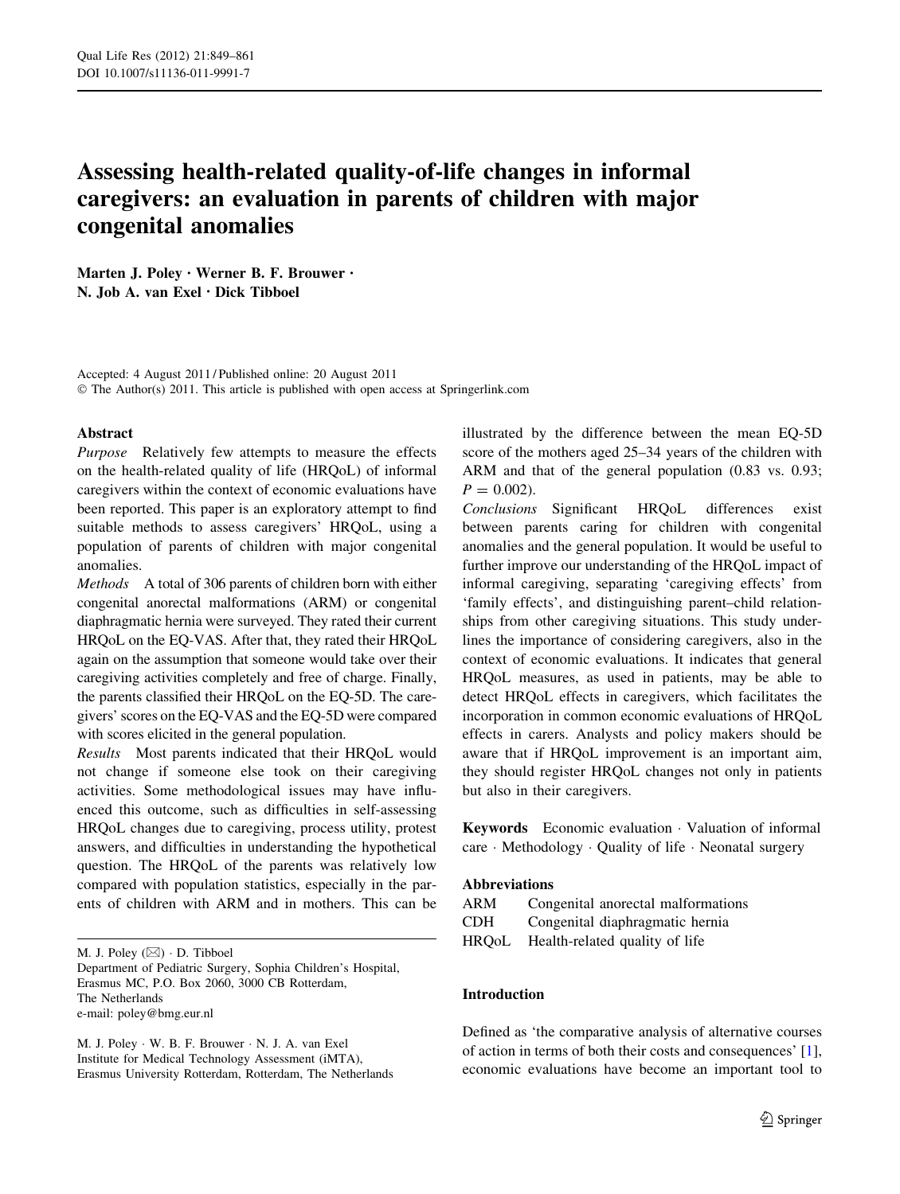# Assessing health-related quality-of-life changes in informal caregivers: an evaluation in parents of children with major congenital anomalies

**Marten J. Poley · Werner B. F. Brouwer · N. Job A. van Exel · Dick Tibboel**

Accepted: 4 August 2011 / Published online: 20 August 2011
© The Author(s) 2011. This article is published with open access at Springerlink.com

## Abstract

*Purpose* Relatively few attempts to measure the effects on the health-related quality of life (HRQoL) of informal caregivers within the context of economic evaluations have been reported. This paper is an exploratory attempt to find suitable methods to assess caregivers' HRQoL, using a population of parents of children with major congenital anomalies.

*Methods* A total of 306 parents of children born with either congenital anorectal malformations (ARM) or congenital diaphragmatic hernia were surveyed. They rated their current HRQoL on the EQ-VAS. After that, they rated their HRQoL again on the assumption that someone would take over their caregiving activities completely and free of charge. Finally, the parents classified their HRQoL on the EQ-5D. The caregivers' scores on the EQ-VAS and the EQ-5D were compared with scores elicited in the general population.

*Results* Most parents indicated that their HRQoL would not change if someone else took on their caregiving activities. Some methodological issues may have influenced this outcome, such as difficulties in self-assessing HRQoL changes due to caregiving, process utility, protest answers, and difficulties in understanding the hypothetical question. The HRQoL of the parents was relatively low compared with population statistics, especially in the parents of children with ARM and in mothers. This can be illustrated by the difference between the mean EQ-5D score of the mothers aged 25–34 years of the children with ARM and that of the general population (0.83 vs. 0.93; $P = 0.002$).

*Conclusions* Significant HRQoL differences exist between parents caring for children with congenital anomalies and the general population. It would be useful to further improve our understanding of the HRQoL impact of informal caregiving, separating 'caregiving effects' from 'family effects', and distinguishing parent–child relationships from other caregiving situations. This study underlines the importance of considering caregivers, also in the context of economic evaluations. It indicates that general HRQoL measures, as used in patients, may be able to detect HRQoL effects in caregivers, which facilitates the incorporation in common economic evaluations of HRQoL effects in carers. Analysts and policy makers should be aware that if HRQoL improvement is an important aim, they should register HRQoL changes not only in patients but also in their caregivers.

**Keywords** Economic evaluation · Valuation of informal care · Methodology · Quality of life · Neonatal surgery

**Abbreviations**

| | |
|---|---|
| ARM | Congenital anorectal malformations |
| CDH | Congenital diaphragmatic hernia |
| HRQoL | Health-related quality of life |

M. J. Poley (✉) · D. Tibboel
Department of Pediatric Surgery, Sophia Children's Hospital, Erasmus MC, P.O. Box 2060, 3000 CB Rotterdam, The Netherlands
e-mail: poley@bmg.eur.nl

M. J. Poley · W. B. F. Brouwer · N. J. A. van Exel
Institute for Medical Technology Assessment (iMTA), Erasmus University Rotterdam, Rotterdam, The Netherlands

## Introduction

Defined as 'the comparative analysis of alternative courses of action in terms of both their costs and consequences' [1], economic evaluations have become an important tool to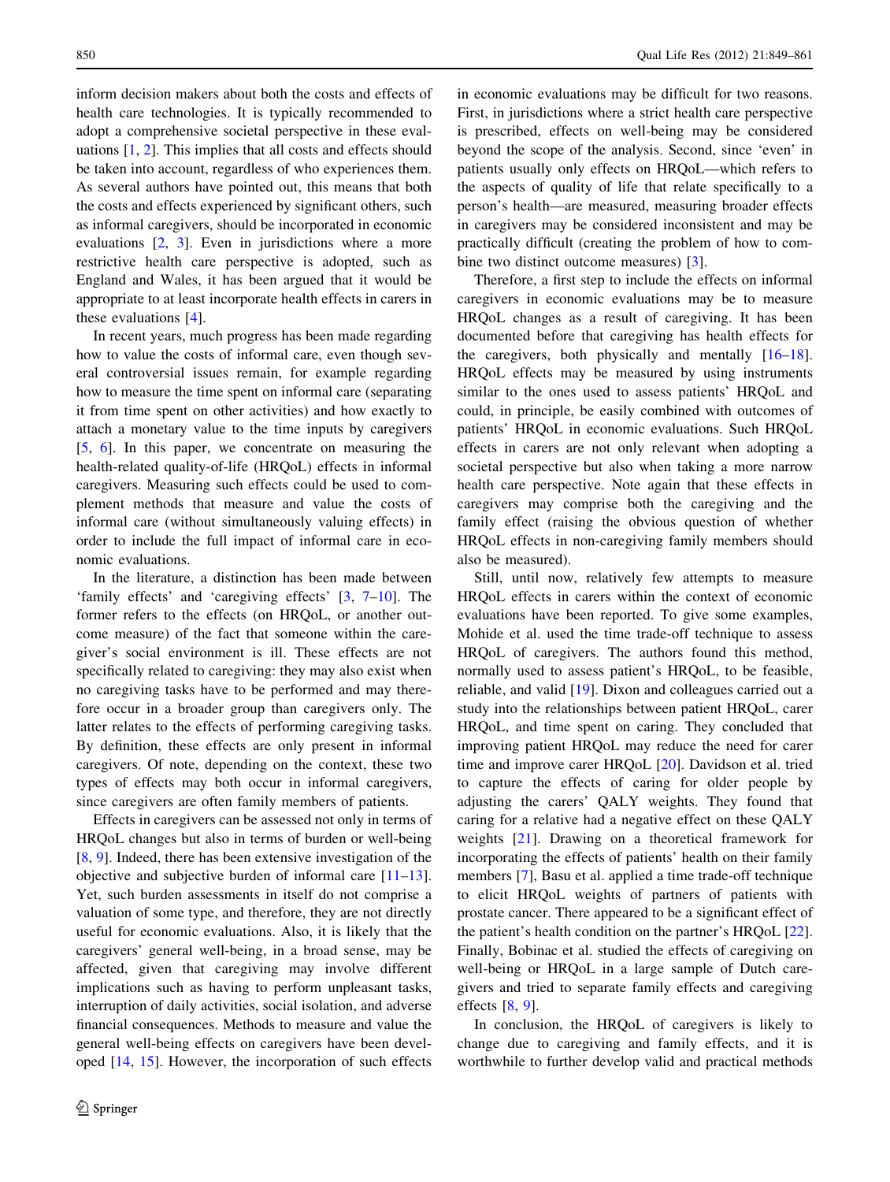inform decision makers about both the costs and effects of health care technologies. It is typically recommended to adopt a comprehensive societal perspective in these evaluations [1, 2]. This implies that all costs and effects should be taken into account, regardless of who experiences them. As several authors have pointed out, this means that both the costs and effects experienced by significant others, such as informal caregivers, should be incorporated in economic evaluations [2, 3]. Even in jurisdictions where a more restrictive health care perspective is adopted, such as England and Wales, it has been argued that it would be appropriate to at least incorporate health effects in carers in these evaluations [4].

In recent years, much progress has been made regarding how to value the costs of informal care, even though several controversial issues remain, for example regarding how to measure the time spent on informal care (separating it from time spent on other activities) and how exactly to attach a monetary value to the time inputs by caregivers [5, 6]. In this paper, we concentrate on measuring the health-related quality-of-life (HRQoL) effects in informal caregivers. Measuring such effects could be used to complement methods that measure and value the costs of informal care (without simultaneously valuing effects) in order to include the full impact of informal care in economic evaluations.

In the literature, a distinction has been made between 'family effects' and 'caregiving effects' [3, 7–10]. The former refers to the effects (on HRQoL, or another outcome measure) of the fact that someone within the caregiver's social environment is ill. These effects are not specifically related to caregiving: they may also exist when no caregiving tasks have to be performed and may therefore occur in a broader group than caregivers only. The latter relates to the effects of performing caregiving tasks. By definition, these effects are only present in informal caregivers. Of note, depending on the context, these two types of effects may both occur in informal caregivers, since caregivers are often family members of patients.

Effects in caregivers can be assessed not only in terms of HRQoL changes but also in terms of burden or well-being [8, 9]. Indeed, there has been extensive investigation of the objective and subjective burden of informal care [11–13]. Yet, such burden assessments in itself do not comprise a valuation of some type, and therefore, they are not directly useful for economic evaluations. Also, it is likely that the caregivers' general well-being, in a broad sense, may be affected, given that caregiving may involve different implications such as having to perform unpleasant tasks, interruption of daily activities, social isolation, and adverse financial consequences. Methods to measure and value the general well-being effects on caregivers have been developed [14, 15]. However, the incorporation of such effects in economic evaluations may be difficult for two reasons. First, in jurisdictions where a strict health care perspective is prescribed, effects on well-being may be considered beyond the scope of the analysis. Second, since 'even' in patients usually only effects on HRQoL—which refers to the aspects of quality of life that relate specifically to a person's health—are measured, measuring broader effects in caregivers may be considered inconsistent and may be practically difficult (creating the problem of how to combine two distinct outcome measures) [3].

Therefore, a first step to include the effects on informal caregivers in economic evaluations may be to measure HRQoL changes as a result of caregiving. It has been documented before that caregiving has health effects for the caregivers, both physically and mentally [16–18]. HRQoL effects may be measured by using instruments similar to the ones used to assess patients' HRQoL and could, in principle, be easily combined with outcomes of patients' HRQoL in economic evaluations. Such HRQoL effects in carers are not only relevant when adopting a societal perspective but also when taking a more narrow health care perspective. Note again that these effects in caregivers may comprise both the caregiving and the family effect (raising the obvious question of whether HRQoL effects in non-caregiving family members should also be measured).

Still, until now, relatively few attempts to measure HRQoL effects in carers within the context of economic evaluations have been reported. To give some examples, Mohide et al. used the time trade-off technique to assess HRQoL of caregivers. The authors found this method, normally used to assess patient's HRQoL, to be feasible, reliable, and valid [19]. Dixon and colleagues carried out a study into the relationships between patient HRQoL, carer HRQoL, and time spent on caring. They concluded that improving patient HRQoL may reduce the need for carer time and improve carer HRQoL [20]. Davidson et al. tried to capture the effects of caring for older people by adjusting the carers' QALY weights. They found that caring for a relative had a negative effect on these QALY weights [21]. Drawing on a theoretical framework for incorporating the effects of patients' health on their family members [7], Basu et al. applied a time trade-off technique to elicit HRQoL weights of partners of patients with prostate cancer. There appeared to be a significant effect of the patient's health condition on the partner's HRQoL [22]. Finally, Bobinac et al. studied the effects of caregiving on well-being or HRQoL in a large sample of Dutch caregivers and tried to separate family effects and caregiving effects [8, 9].

In conclusion, the HRQoL of caregivers is likely to change due to caregiving and family effects, and it is worthwhile to further develop valid and practical methods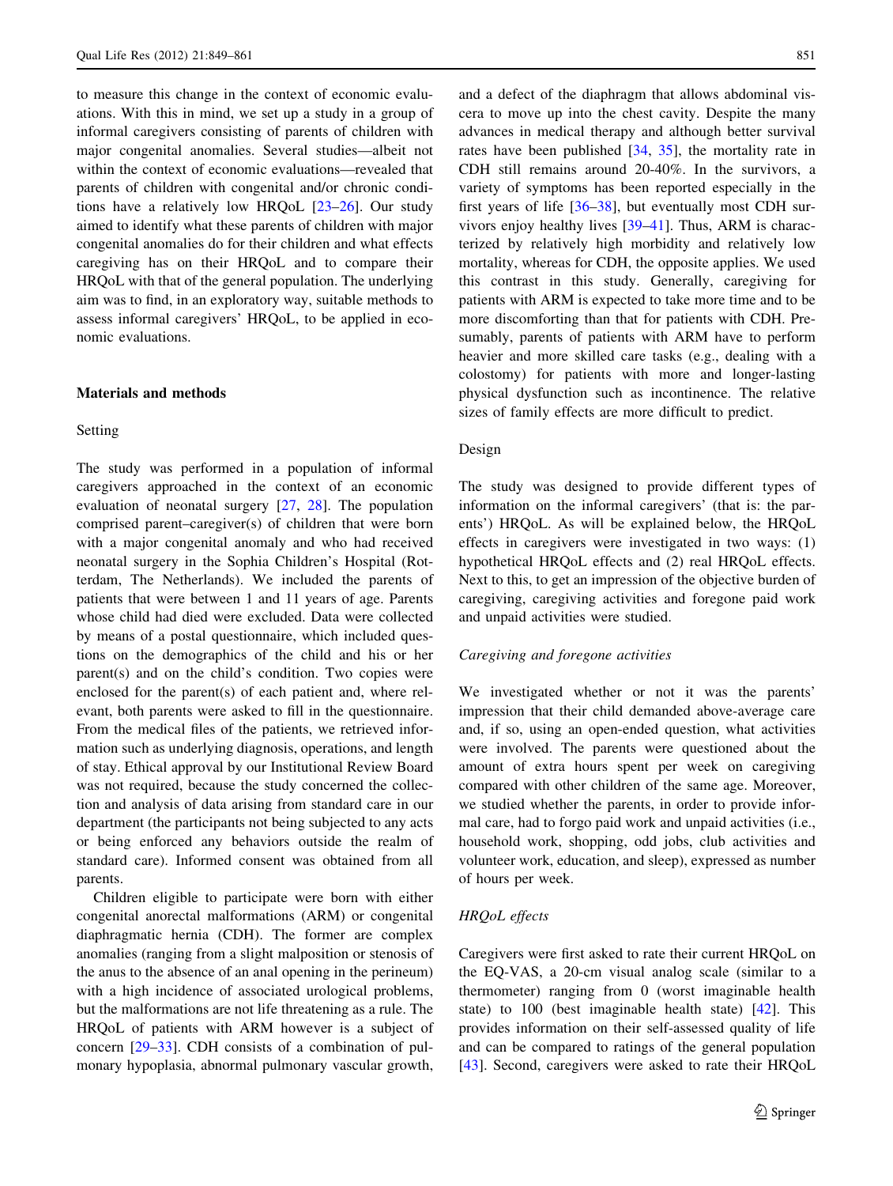to measure this change in the context of economic evaluations. With this in mind, we set up a study in a group of informal caregivers consisting of parents of children with major congenital anomalies. Several studies—albeit not within the context of economic evaluations—revealed that parents of children with congenital and/or chronic conditions have a relatively low HRQoL [23–26]. Our study aimed to identify what these parents of children with major congenital anomalies do for their children and what effects caregiving has on their HRQoL and to compare their HRQoL with that of the general population. The underlying aim was to find, in an exploratory way, suitable methods to assess informal caregivers' HRQoL, to be applied in economic evaluations.

## Materials and methods

### Setting

The study was performed in a population of informal caregivers approached in the context of an economic evaluation of neonatal surgery [27, 28]. The population comprised parent–caregiver(s) of children that were born with a major congenital anomaly and who had received neonatal surgery in the Sophia Children's Hospital (Rotterdam, The Netherlands). We included the parents of patients that were between 1 and 11 years of age. Parents whose child had died were excluded. Data were collected by means of a postal questionnaire, which included questions on the demographics of the child and his or her parent(s) and on the child's condition. Two copies were enclosed for the parent(s) of each patient and, where relevant, both parents were asked to fill in the questionnaire. From the medical files of the patients, we retrieved information such as underlying diagnosis, operations, and length of stay. Ethical approval by our Institutional Review Board was not required, because the study concerned the collection and analysis of data arising from standard care in our department (the participants not being subjected to any acts or being enforced any behaviors outside the realm of standard care). Informed consent was obtained from all parents.

Children eligible to participate were born with either congenital anorectal malformations (ARM) or congenital diaphragmatic hernia (CDH). The former are complex anomalies (ranging from a slight malposition or stenosis of the anus to the absence of an anal opening in the perineum) with a high incidence of associated urological problems, but the malformations are not life threatening as a rule. The HRQoL of patients with ARM however is a subject of concern [29–33]. CDH consists of a combination of pulmonary hypoplasia, abnormal pulmonary vascular growth, and a defect of the diaphragm that allows abdominal viscera to move up into the chest cavity. Despite the many advances in medical therapy and although better survival rates have been published [34, 35], the mortality rate in CDH still remains around 20-40%. In the survivors, a variety of symptoms has been reported especially in the first years of life [36–38], but eventually most CDH survivors enjoy healthy lives [39–41]. Thus, ARM is characterized by relatively high morbidity and relatively low mortality, whereas for CDH, the opposite applies. We used this contrast in this study. Generally, caregiving for patients with ARM is expected to take more time and to be more discomforting than that for patients with CDH. Presumably, parents of patients with ARM have to perform heavier and more skilled care tasks (e.g., dealing with a colostomy) for patients with more and longer-lasting physical dysfunction such as incontinence. The relative sizes of family effects are more difficult to predict.

### Design

The study was designed to provide different types of information on the informal caregivers' (that is: the parents') HRQoL. As will be explained below, the HRQoL effects in caregivers were investigated in two ways: (1) hypothetical HRQoL effects and (2) real HRQoL effects. Next to this, to get an impression of the objective burden of caregiving, caregiving activities and foregone paid work and unpaid activities were studied.

#### *Caregiving and foregone activities*

We investigated whether or not it was the parents' impression that their child demanded above-average care and, if so, using an open-ended question, what activities were involved. The parents were questioned about the amount of extra hours spent per week on caregiving compared with other children of the same age. Moreover, we studied whether the parents, in order to provide informal care, had to forgo paid work and unpaid activities (i.e., household work, shopping, odd jobs, club activities and volunteer work, education, and sleep), expressed as number of hours per week.

#### *HRQoL effects*

Caregivers were first asked to rate their current HRQoL on the EQ-VAS, a 20-cm visual analog scale (similar to a thermometer) ranging from 0 (worst imaginable health state) to 100 (best imaginable health state) [42]. This provides information on their self-assessed quality of life and can be compared to ratings of the general population [43]. Second, caregivers were asked to rate their HRQoL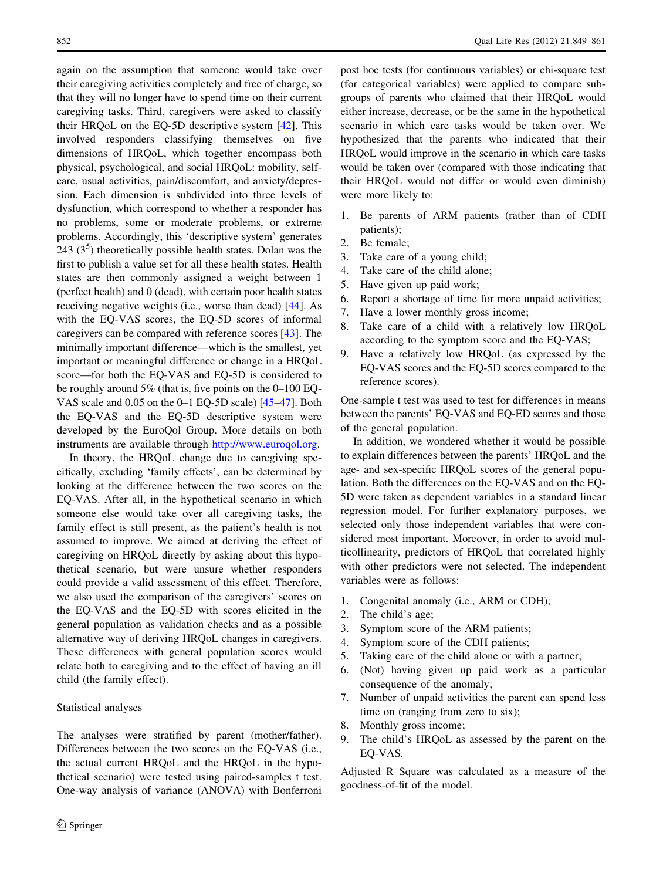again on the assumption that someone would take over their caregiving activities completely and free of charge, so that they will no longer have to spend time on their current caregiving tasks. Third, caregivers were asked to classify their HRQoL on the EQ-5D descriptive system [42]. This involved responders classifying themselves on five dimensions of HRQoL, which together encompass both physical, psychological, and social HRQoL: mobility, self-care, usual activities, pain/discomfort, and anxiety/depression. Each dimension is subdivided into three levels of dysfunction, which correspond to whether a responder has no problems, some or moderate problems, or extreme problems. Accordingly, this 'descriptive system' generates 243 ($3^5$) theoretically possible health states. Dolan was the first to publish a value set for all these health states. Health states are then commonly assigned a weight between 1 (perfect health) and 0 (dead), with certain poor health states receiving negative weights (i.e., worse than dead) [44]. As with the EQ-VAS scores, the EQ-5D scores of informal caregivers can be compared with reference scores [43]. The minimally important difference—which is the smallest, yet important or meaningful difference or change in a HRQoL score—for both the EQ-VAS and EQ-5D is considered to be roughly around 5% (that is, five points on the 0–100 EQ-VAS scale and 0.05 on the 0–1 EQ-5D scale) [45–47]. Both the EQ-VAS and the EQ-5D descriptive system were developed by the EuroQol Group. More details on both instruments are available through http://www.euroqol.org.

In theory, the HRQoL change due to caregiving specifically, excluding 'family effects', can be determined by looking at the difference between the two scores on the EQ-VAS. After all, in the hypothetical scenario in which someone else would take over all caregiving tasks, the family effect is still present, as the patient's health is not assumed to improve. We aimed at deriving the effect of caregiving on HRQoL directly by asking about this hypothetical scenario, but were unsure whether responders could provide a valid assessment of this effect. Therefore, we also used the comparison of the caregivers' scores on the EQ-VAS and the EQ-5D with scores elicited in the general population as validation checks and as a possible alternative way of deriving HRQoL changes in caregivers. These differences with general population scores would relate both to caregiving and to the effect of having an ill child (the family effect).

## Statistical analyses

The analyses were stratified by parent (mother/father). Differences between the two scores on the EQ-VAS (i.e., the actual current HRQoL and the HRQoL in the hypothetical scenario) were tested using paired-samples t test. One-way analysis of variance (ANOVA) with Bonferroni post hoc tests (for continuous variables) or chi-square test (for categorical variables) were applied to compare subgroups of parents who claimed that their HRQoL would either increase, decrease, or be the same in the hypothetical scenario in which care tasks would be taken over. We hypothesized that the parents who indicated that their HRQoL would improve in the scenario in which care tasks would be taken over (compared with those indicating that their HRQoL would not differ or would even diminish) were more likely to:

1. Be parents of ARM patients (rather than of CDH patients);
2. Be female;
3. Take care of a young child;
4. Take care of the child alone;
5. Have given up paid work;
6. Report a shortage of time for more unpaid activities;
7. Have a lower monthly gross income;
8. Take care of a child with a relatively low HRQoL according to the symptom score and the EQ-VAS;
9. Have a relatively low HRQoL (as expressed by the EQ-VAS scores and the EQ-5D scores compared to the reference scores).

One-sample t test was used to test for differences in means between the parents' EQ-VAS and EQ-ED scores and those of the general population.

In addition, we wondered whether it would be possible to explain differences between the parents' HRQoL and the age- and sex-specific HRQoL scores of the general population. Both the differences on the EQ-VAS and on the EQ-5D were taken as dependent variables in a standard linear regression model. For further explanatory purposes, we selected only those independent variables that were considered most important. Moreover, in order to avoid multicollinearity, predictors of HRQoL that correlated highly with other predictors were not selected. The independent variables were as follows:

1. Congenital anomaly (i.e., ARM or CDH);
2. The child's age;
3. Symptom score of the ARM patients;
4. Symptom score of the CDH patients;
5. Taking care of the child alone or with a partner;
6. (Not) having given up paid work as a particular consequence of the anomaly;
7. Number of unpaid activities the parent can spend less time on (ranging from zero to six);
8. Monthly gross income;
9. The child's HRQoL as assessed by the parent on the EQ-VAS.

Adjusted R Square was calculated as a measure of the goodness-of-fit of the model.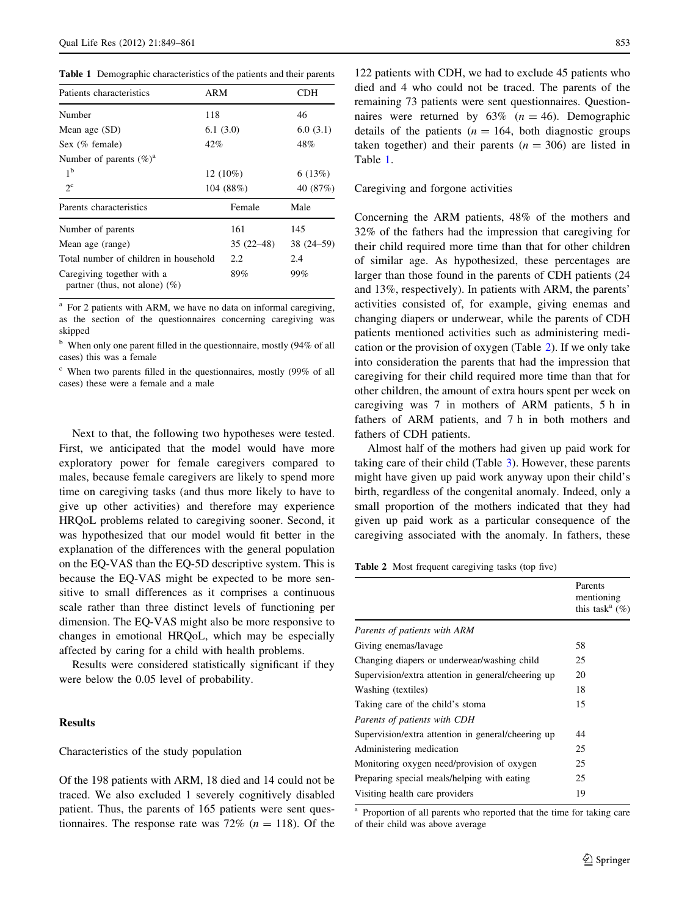**Table 1** Demographic characteristics of the patients and their parents

| Patients characteristics | ARM | CDH |
|---|---|---|
| Number | 118 | 46 |
| Mean age (SD) | 6.1 (3.0) | 6.0 (3.1) |
| Sex (% female) | 42% | 48% |
| Number of parents (%)[a] | | |
| 1[b] | 12 (10%) | 6 (13%) |
| 2[c] | 104 (88%) | 40 (87%) |

| Parents characteristics | Female | Male |
|---|---|---|
| Number of parents | 161 | 145 |
| Mean age (range) | 35 (22–48) | 38 (24–59) |
| Total number of children in household | 2.2 | 2.4 |
| Caregiving together with a partner (thus, not alone) (%) | 89% | 99% |

[a] For 2 patients with ARM, we have no data on informal caregiving, as the section of the questionnaires concerning caregiving was skipped

[b] When only one parent filled in the questionnaire, mostly (94% of all cases) this was a female

[c] When two parents filled in the questionnaires, mostly (99% of all cases) these were a female and a male

Next to that, the following two hypotheses were tested. First, we anticipated that the model would have more exploratory power for female caregivers compared to males, because female caregivers are likely to spend more time on caregiving tasks (and thus more likely to have to give up other activities) and therefore may experience HRQoL problems related to caregiving sooner. Second, it was hypothesized that our model would fit better in the explanation of the differences with the general population on the EQ-VAS than the EQ-5D descriptive system. This is because the EQ-VAS might be expected to be more sensitive to small differences as it comprises a continuous scale rather than three distinct levels of functioning per dimension. The EQ-VAS might also be more responsive to changes in emotional HRQoL, which may be especially affected by caring for a child with health problems.

Results were considered statistically significant if they were below the 0.05 level of probability.

## Results

### Characteristics of the study population

Of the 198 patients with ARM, 18 died and 14 could not be traced. We also excluded 1 severely cognitively disabled patient. Thus, the parents of 165 patients were sent questionnaires. The response rate was 72% ($n = 118$). Of the 122 patients with CDH, we had to exclude 45 patients who died and 4 who could not be traced. The parents of the remaining 73 patients were sent questionnaires. Questionnaires were returned by 63% ($n = 46$). Demographic details of the patients ($n = 164$, both diagnostic groups taken together) and their parents ($n = 306$) are listed in Table 1.

### Caregiving and forgone activities

Concerning the ARM patients, 48% of the mothers and 32% of the fathers had the impression that caregiving for their child required more time than that for other children of similar age. As hypothesized, these percentages are larger than those found in the parents of CDH patients (24 and 13%, respectively). In patients with ARM, the parents' activities consisted of, for example, giving enemas and changing diapers or underwear, while the parents of CDH patients mentioned activities such as administering medication or the provision of oxygen (Table 2). If we only take into consideration the parents that had the impression that caregiving for their child required more time than that for other children, the amount of extra hours spent per week on caregiving was 7 in mothers of ARM patients, 5 h in fathers of ARM patients, and 7 h in both mothers and fathers of CDH patients.

Almost half of the mothers had given up paid work for taking care of their child (Table 3). However, these parents might have given up paid work anyway upon their child's birth, regardless of the congenital anomaly. Indeed, only a small proportion of the mothers indicated that they had given up paid work as a particular consequence of the caregiving associated with the anomaly. In fathers, these

**Table 2** Most frequent caregiving tasks (top five)

| | Parents mentioning this task[a] (%) |
|---|---|
| *Parents of patients with ARM* | |
| Giving enemas/lavage | 58 |
| Changing diapers or underwear/washing child | 25 |
| Supervision/extra attention in general/cheering up | 20 |
| Washing (textiles) | 18 |
| Taking care of the child's stoma | 15 |
| *Parents of patients with CDH* | |
| Supervision/extra attention in general/cheering up | 44 |
| Administering medication | 25 |
| Monitoring oxygen need/provision of oxygen | 25 |
| Preparing special meals/helping with eating | 25 |
| Visiting health care providers | 19 |

[a] Proportion of all parents who reported that the time for taking care of their child was above average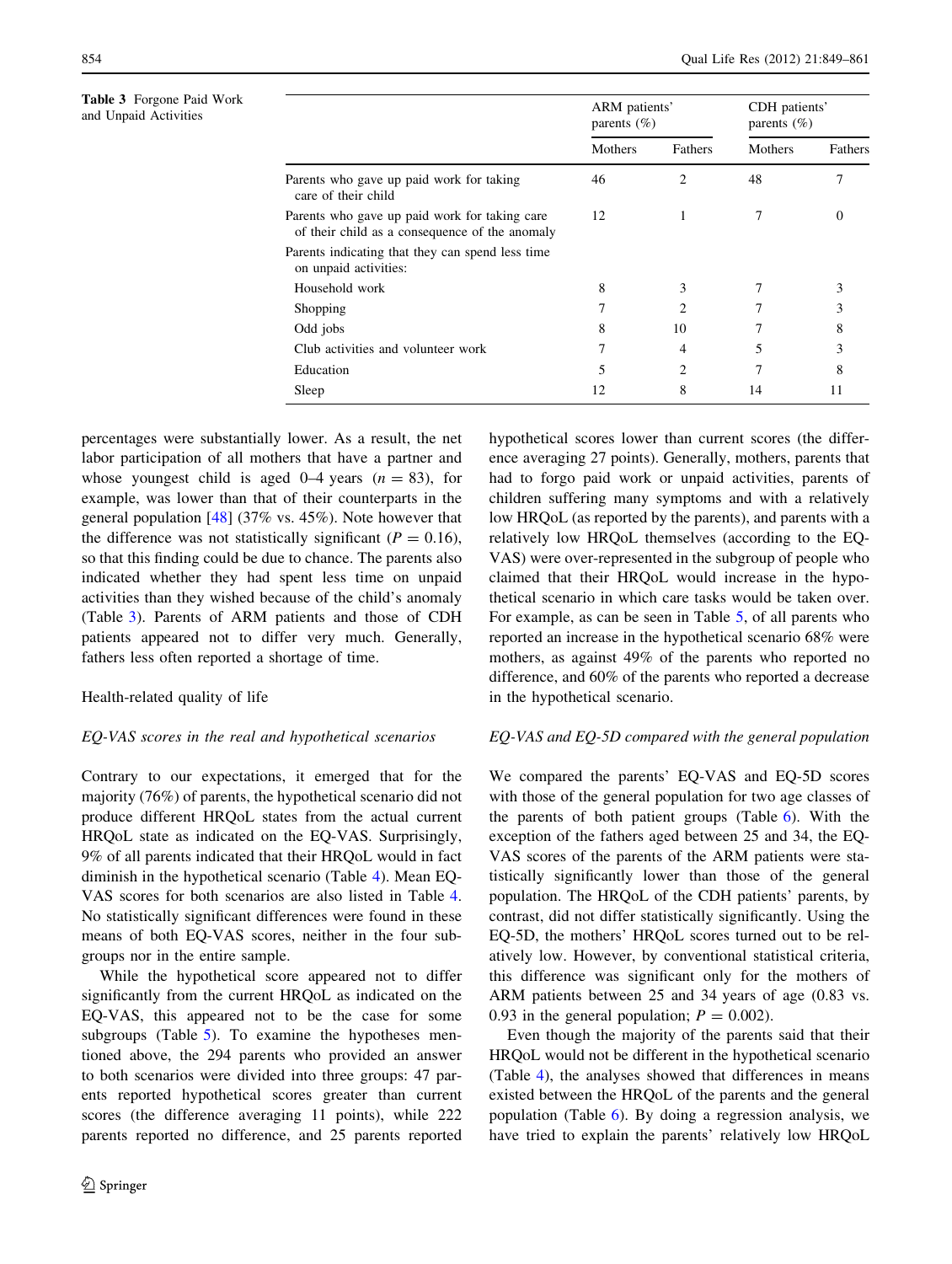**Table 3** Forgone Paid Work and Unpaid Activities

| | ARM patients' parents (%) | | CDH patients' parents (%) | |
|---|---|---|---|---|
| | Mothers | Fathers | Mothers | Fathers |
| Parents who gave up paid work for taking care of their child | 46 | 2 | 48 | 7 |
| Parents who gave up paid work for taking care of their child as a consequence of the anomaly | 12 | 1 | 7 | 0 |
| Parents indicating that they can spend less time on unpaid activities: | | | | |
| Household work | 8 | 3 | 7 | 3 |
| Shopping | 7 | 2 | 7 | 3 |
| Odd jobs | 8 | 10 | 7 | 8 |
| Club activities and volunteer work | 7 | 4 | 5 | 3 |
| Education | 5 | 2 | 7 | 8 |
| Sleep | 12 | 8 | 14 | 11 |

percentages were substantially lower. As a result, the net labor participation of all mothers that have a partner and whose youngest child is aged 0–4 years ($n = 83$), for example, was lower than that of their counterparts in the general population [48] (37% vs. 45%). Note however that the difference was not statistically significant ($P = 0.16$), so that this finding could be due to chance. The parents also indicated whether they had spent less time on unpaid activities than they wished because of the child's anomaly (Table 3). Parents of ARM patients and those of CDH patients appeared not to differ very much. Generally, fathers less often reported a shortage of time.

## Health-related quality of life

### *EQ-VAS scores in the real and hypothetical scenarios*

Contrary to our expectations, it emerged that for the majority (76%) of parents, the hypothetical scenario did not produce different HRQoL states from the actual current HRQoL state as indicated on the EQ-VAS. Surprisingly, 9% of all parents indicated that their HRQoL would in fact diminish in the hypothetical scenario (Table 4). Mean EQ-VAS scores for both scenarios are also listed in Table 4. No statistically significant differences were found in these means of both EQ-VAS scores, neither in the four subgroups nor in the entire sample.

While the hypothetical score appeared not to differ significantly from the current HRQoL as indicated on the EQ-VAS, this appeared not to be the case for some subgroups (Table 5). To examine the hypotheses mentioned above, the 294 parents who provided an answer to both scenarios were divided into three groups: 47 parents reported hypothetical scores greater than current scores (the difference averaging 11 points), while 222 parents reported no difference, and 25 parents reported hypothetical scores lower than current scores (the difference averaging 27 points). Generally, mothers, parents that had to forgo paid work or unpaid activities, parents of children suffering many symptoms and with a relatively low HRQoL (as reported by the parents), and parents with a relatively low HRQoL themselves (according to the EQ-VAS) were over-represented in the subgroup of people who claimed that their HRQoL would increase in the hypothetical scenario in which care tasks would be taken over. For example, as can be seen in Table 5, of all parents who reported an increase in the hypothetical scenario 68% were mothers, as against 49% of the parents who reported no difference, and 60% of the parents who reported a decrease in the hypothetical scenario.

### *EQ-VAS and EQ-5D compared with the general population*

We compared the parents' EQ-VAS and EQ-5D scores with those of the general population for two age classes of the parents of both patient groups (Table 6). With the exception of the fathers aged between 25 and 34, the EQ-VAS scores of the parents of the ARM patients were statistically significantly lower than those of the general population. The HRQoL of the CDH patients' parents, by contrast, did not differ statistically significantly. Using the EQ-5D, the mothers' HRQoL scores turned out to be relatively low. However, by conventional statistical criteria, this difference was significant only for the mothers of ARM patients between 25 and 34 years of age (0.83 vs. 0.93 in the general population; $P = 0.002$).

Even though the majority of the parents said that their HRQoL would not be different in the hypothetical scenario (Table 4), the analyses showed that differences in means existed between the HRQoL of the parents and the general population (Table 6). By doing a regression analysis, we have tried to explain the parents' relatively low HRQoL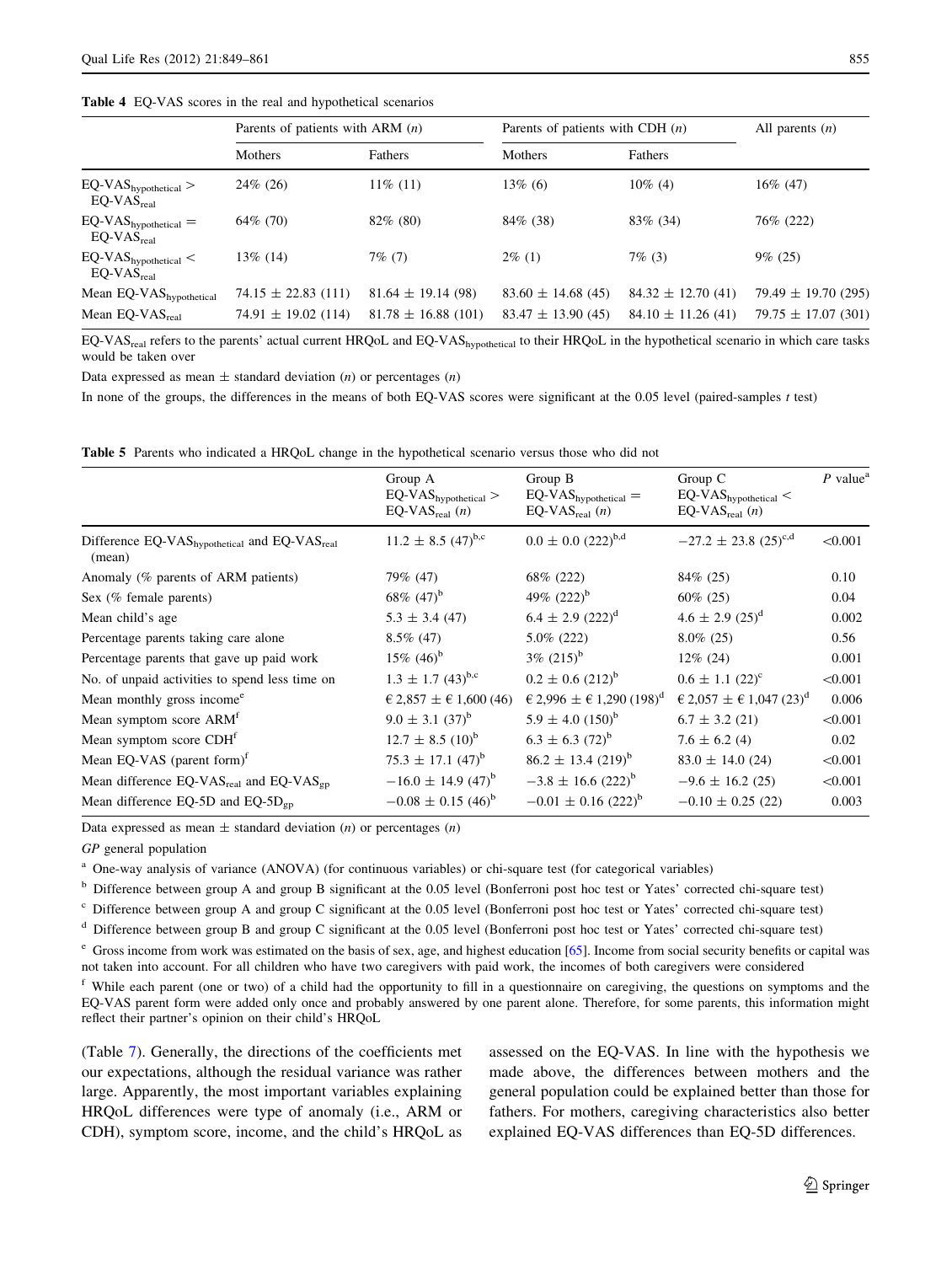**Table 4** EQ-VAS scores in the real and hypothetical scenarios

| | Parents of patients with ARM ($n$) | | Parents of patients with CDH ($n$) | | All parents ($n$) |
|---|---|---|---|---|---|
| | Mothers | Fathers | Mothers | Fathers | |
| $\text{EQ-VAS}_{\text{hypothetical}} > \text{EQ-VAS}_{\text{real}}$ | 24% (26) | 11% (11) | 13% (6) | 10% (4) | 16% (47) |
| $\text{EQ-VAS}_{\text{hypothetical}} = \text{EQ-VAS}_{\text{real}}$ | 64% (70) | 82% (80) | 84% (38) | 83% (34) | 76% (222) |
| $\text{EQ-VAS}_{\text{hypothetical}} < \text{EQ-VAS}_{\text{real}}$ | 13% (14) | 7% (7) | 2% (1) | 7% (3) | 9% (25) |
| Mean $\text{EQ-VAS}_{\text{hypothetical}}$ | 74.15 ± 22.83 (111) | 81.64 ± 19.14 (98) | 83.60 ± 14.68 (45) | 84.32 ± 12.70 (41) | 79.49 ± 19.70 (295) |
| Mean $\text{EQ-VAS}_{\text{real}}$ | 74.91 ± 19.02 (114) | 81.78 ± 16.88 (101) | 83.47 ± 13.90 (45) | 84.10 ± 11.26 (41) | 79.75 ± 17.07 (301) |

$\text{EQ-VAS}_{\text{real}}$ refers to the parents' actual current HRQoL and $\text{EQ-VAS}_{\text{hypothetical}}$ to their HRQoL in the hypothetical scenario in which care tasks would be taken over

Data expressed as mean ± standard deviation ($n$) or percentages ($n$)

In none of the groups, the differences in the means of both EQ-VAS scores were significant at the 0.05 level (paired-samples $t$ test)

**Table 5** Parents who indicated a HRQoL change in the hypothetical scenario versus those who did not

| | Group A $\text{EQ-VAS}_{\text{hypothetical}} > \text{EQ-VAS}_{\text{real}}$ ($n$) | Group B $\text{EQ-VAS}_{\text{hypothetical}} = \text{EQ-VAS}_{\text{real}}$ ($n$) | Group C $\text{EQ-VAS}_{\text{hypothetical}} < \text{EQ-VAS}_{\text{real}}$ ($n$) | $P$ value[a] |
|---|---|---|---|---|
| Difference $\text{EQ-VAS}_{\text{hypothetical}}$ and $\text{EQ-VAS}_{\text{real}}$ (mean) | 11.2 ± 8.5 (47)[b,c] | 0.0 ± 0.0 (222)[b,d] | −27.2 ± 23.8 (25)[c,d] | <0.001 |
| Anomaly (% parents of ARM patients) | 79% (47) | 68% (222) | 84% (25) | 0.10 |
| Sex (% female parents) | 68% (47)[b] | 49% (222)[b] | 60% (25) | 0.04 |
| Mean child's age | 5.3 ± 3.4 (47) | 6.4 ± 2.9 (222)[d] | 4.6 ± 2.9 (25)[d] | 0.002 |
| Percentage parents taking care alone | 8.5% (47) | 5.0% (222) | 8.0% (25) | 0.56 |
| Percentage parents that gave up paid work | 15% (46)[b] | 3% (215)[b] | 12% (24) | 0.001 |
| No. of unpaid activities to spend less time on | 1.3 ± 1.7 (43)[b,c] | 0.2 ± 0.6 (212)[b] | 0.6 ± 1.1 (22)[c] | <0.001 |
| Mean monthly gross income[e] | € 2,857 ± € 1,600 (46) | € 2,996 ± € 1,290 (198)[d] | € 2,057 ± € 1,047 (23)[d] | 0.006 |
| Mean symptom score ARM[f] | 9.0 ± 3.1 (37)[b] | 5.9 ± 4.0 (150)[b] | 6.7 ± 3.2 (21) | <0.001 |
| Mean symptom score CDH[f] | 12.7 ± 8.5 (10)[b] | 6.3 ± 6.3 (72)[b] | 7.6 ± 6.2 (4) | 0.02 |
| Mean EQ-VAS (parent form)[f] | 75.3 ± 17.1 (47)[b] | 86.2 ± 13.4 (219)[b] | 83.0 ± 14.0 (24) | <0.001 |
| Mean difference $\text{EQ-VAS}_{\text{real}}$ and $\text{EQ-VAS}_{\text{gp}}$ | −16.0 ± 14.9 (47)[b] | −3.8 ± 16.6 (222)[b] | −9.6 ± 16.2 (25) | <0.001 |
| Mean difference EQ-5D and $\text{EQ-5D}_{\text{gp}}$ | −0.08 ± 0.15 (46)[b] | −0.01 ± 0.16 (222)[b] | −0.10 ± 0.25 (22) | 0.003 |

Data expressed as mean ± standard deviation ($n$) or percentages ($n$)

*GP* general population

[a] One-way analysis of variance (ANOVA) (for continuous variables) or chi-square test (for categorical variables)

[b] Difference between group A and group B significant at the 0.05 level (Bonferroni post hoc test or Yates' corrected chi-square test)

[c] Difference between group A and group C significant at the 0.05 level (Bonferroni post hoc test or Yates' corrected chi-square test)

[d] Difference between group B and group C significant at the 0.05 level (Bonferroni post hoc test or Yates' corrected chi-square test)

[e] Gross income from work was estimated on the basis of sex, age, and highest education [65]. Income from social security benefits or capital was not taken into account. For all children who have two caregivers with paid work, the incomes of both caregivers were considered

[f] While each parent (one or two) of a child had the opportunity to fill in a questionnaire on caregiving, the questions on symptoms and the EQ-VAS parent form were added only once and probably answered by one parent alone. Therefore, for some parents, this information might reflect their partner's opinion on their child's HRQoL

(Table 7). Generally, the directions of the coefficients met our expectations, although the residual variance was rather large. Apparently, the most important variables explaining HRQoL differences were type of anomaly (i.e., ARM or CDH), symptom score, income, and the child's HRQoL as assessed on the EQ-VAS. In line with the hypothesis we made above, the differences between mothers and the general population could be explained better than those for fathers. For mothers, caregiving characteristics also better explained EQ-VAS differences than EQ-5D differences.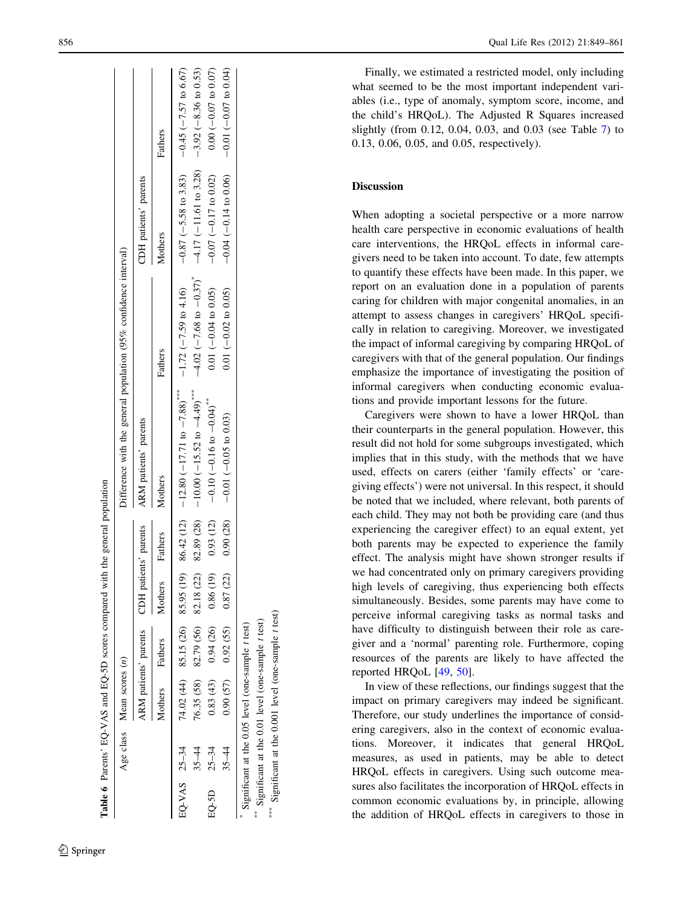**Table 6** Parents' EQ-VAS and EQ-5D scores compared with the general population

| | Age class | Mean scores (n) | | | | Difference with the general population (95% confidence interval) | | | |
|---|---|---|---|---|---|---|---|---|---|
| | | ARM patients' parents | | CDH patients' parents | | ARM patients' parents | | CDH patients' parents | |
| | | Mothers | Fathers | Mothers | Fathers | Mothers | Fathers | Mothers | Fathers |
| EQ-VAS | 25–34 | 74.02 (44) | 85.15 (26) | 85.95 (19) | 86.42 (12) | −12.80 (−17.71 to −7.88)*** | −1.72 (−7.59 to 4.16) | −0.87 (−5.58 to 3.83) | −0.45 (−7.57 to 6.67) |
| | 35–44 | 76.35 (58) | 82.79 (56) | 82.18 (22) | 82.89 (28) | −10.00 (−15.52 to −4.49)*** | −4.02 (−7.68 to −0.37)* | −4.17 (−11.61 to 3.28) | −3.92 (−8.36 to 0.53) |
| EQ-5D | 25–34 | 0.83 (43) | 0.94 (26) | 0.86 (19) | 0.93 (12) | −0.10 (−0.16 to −0.04)** | 0.01 (−0.04 to 0.05) | −0.07 (−0.17 to 0.02) | 0.00 (−0.07 to 0.07) |
| | 35–44 | 0.90 (57) | 0.92 (55) | 0.87 (22) | 0.90 (28) | −0.01 (−0.05 to 0.03) | 0.01 (−0.02 to 0.05) | −0.04 (−0.14 to 0.06) | −0.01 (−0.07 to 0.04) |

\* Significant at the 0.05 level (one-sample *t* test)

\*\* Significant at the 0.01 level (one-sample *t* test)

\*\*\* Significant at the 0.001 level (one-sample *t* test)

Finally, we estimated a restricted model, only including what seemed to be the most important independent variables (i.e., type of anomaly, symptom score, income, and the child's HRQoL). The Adjusted R Squares increased slightly (from 0.12, 0.04, 0.03, and 0.03 (see Table 7) to 0.13, 0.06, 0.05, and 0.05, respectively).

## Discussion

When adopting a societal perspective or a more narrow health care perspective in economic evaluations of health care interventions, the HRQoL effects in informal caregivers need to be taken into account. To date, few attempts to quantify these effects have been made. In this paper, we report on an evaluation done in a population of parents caring for children with major congenital anomalies, in an attempt to assess changes in caregivers' HRQoL specifically in relation to caregiving. Moreover, we investigated the impact of informal caregiving by comparing HRQoL of caregivers with that of the general population. Our findings emphasize the importance of investigating the position of informal caregivers when conducting economic evaluations and provide important lessons for the future.

Caregivers were shown to have a lower HRQoL than their counterparts in the general population. However, this result did not hold for some subgroups investigated, which implies that in this study, with the methods that we have used, effects on carers (either 'family effects' or 'caregiving effects') were not universal. In this respect, it should be noted that we included, where relevant, both parents of each child. They may not both be providing care (and thus experiencing the caregiver effect) to an equal extent, yet both parents may be expected to experience the family effect. The analysis might have shown stronger results if we had concentrated only on primary caregivers providing high levels of caregiving, thus experiencing both effects simultaneously. Besides, some parents may have come to perceive informal caregiving tasks as normal tasks and have difficulty to distinguish between their role as caregiver and a 'normal' parenting role. Furthermore, coping resources of the parents are likely to have affected the reported HRQoL [49, 50].

In view of these reflections, our findings suggest that the impact on primary caregivers may indeed be significant. Therefore, our study underlines the importance of considering caregivers, also in the context of economic evaluations. Moreover, it indicates that general HRQoL measures, as used in patients, may be able to detect HRQoL effects in caregivers. Using such outcome measures also facilitates the incorporation of HRQoL effects in common economic evaluations by, in principle, allowing the addition of HRQoL effects in caregivers to those in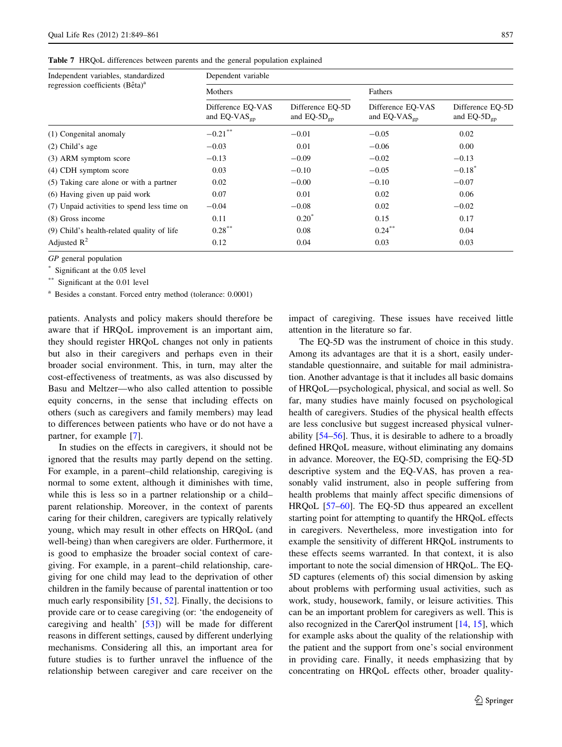**Table 7** HRQoL differences between parents and the general population explained

| Independent variables, standardized regression coefficients (Bêta)[a] | Dependent variable | | | |
|---|---|---|---|---|
| | Mothers | | Fathers | |
| | Difference EQ-VAS and $EQ\text{-}VAS_{gp}$ | Difference EQ-5D and $EQ\text{-}5D_{gp}$ | Difference EQ-VAS and $EQ\text{-}VAS_{gp}$ | Difference EQ-5D and $EQ\text{-}5D_{gp}$ |
| (1) Congenital anomaly | −0.21** | −0.01 | −0.05 | 0.02 |
| (2) Child's age | −0.03 | 0.01 | −0.06 | 0.00 |
| (3) ARM symptom score | −0.13 | −0.09 | −0.02 | −0.13 |
| (4) CDH symptom score | 0.03 | −0.10 | −0.05 | −0.18* |
| (5) Taking care alone or with a partner | 0.02 | −0.00 | −0.10 | −0.07 |
| (6) Having given up paid work | 0.07 | 0.01 | 0.02 | 0.06 |
| (7) Unpaid activities to spend less time on | −0.04 | −0.08 | 0.02 | −0.02 |
| (8) Gross income | 0.11 | 0.20* | 0.15 | 0.17 |
| (9) Child's health-related quality of life | 0.28** | 0.08 | 0.24** | 0.04 |
| Adjusted $R^2$ | 0.12 | 0.04 | 0.03 | 0.03 |

*GP* general population

\* Significant at the 0.05 level

\** Significant at the 0.01 level

[a] Besides a constant. Forced entry method (tolerance: 0.0001)

patients. Analysts and policy makers should therefore be aware that if HRQoL improvement is an important aim, they should register HRQoL changes not only in patients but also in their caregivers and perhaps even in their broader social environment. This, in turn, may alter the cost-effectiveness of treatments, as was also discussed by Basu and Meltzer—who also called attention to possible equity concerns, in the sense that including effects on others (such as caregivers and family members) may lead to differences between patients who have or do not have a partner, for example [7].

In studies on the effects in caregivers, it should not be ignored that the results may partly depend on the setting. For example, in a parent–child relationship, caregiving is normal to some extent, although it diminishes with time, while this is less so in a partner relationship or a child–parent relationship. Moreover, in the context of parents caring for their children, caregivers are typically relatively young, which may result in other effects on HRQoL (and well-being) than when caregivers are older. Furthermore, it is good to emphasize the broader social context of caregiving. For example, in a parent–child relationship, caregiving for one child may lead to the deprivation of other children in the family because of parental inattention or too much early responsibility [51, 52]. Finally, the decisions to provide care or to cease caregiving (or: 'the endogeneity of caregiving and health' [53]) will be made for different reasons in different settings, caused by different underlying mechanisms. Considering all this, an important area for future studies is to further unravel the influence of the relationship between caregiver and care receiver on the impact of caregiving. These issues have received little attention in the literature so far.

The EQ-5D was the instrument of choice in this study. Among its advantages are that it is a short, easily understandable questionnaire, and suitable for mail administration. Another advantage is that it includes all basic domains of HRQoL—psychological, physical, and social as well. So far, many studies have mainly focused on psychological health of caregivers. Studies of the physical health effects are less conclusive but suggest increased physical vulnerability [54–56]. Thus, it is desirable to adhere to a broadly defined HRQoL measure, without eliminating any domains in advance. Moreover, the EQ-5D, comprising the EQ-5D descriptive system and the EQ-VAS, has proven a reasonably valid instrument, also in people suffering from health problems that mainly affect specific dimensions of HRQoL [57–60]. The EQ-5D thus appeared an excellent starting point for attempting to quantify the HRQoL effects in caregivers. Nevertheless, more investigation into for example the sensitivity of different HRQoL instruments to these effects seems warranted. In that context, it is also important to note the social dimension of HRQoL. The EQ-5D captures (elements of) this social dimension by asking about problems with performing usual activities, such as work, study, housework, family, or leisure activities. This can be an important problem for caregivers as well. This is also recognized in the CarerQol instrument [14, 15], which for example asks about the quality of the relationship with the patient and the support from one's social environment in providing care. Finally, it needs emphasizing that by concentrating on HRQoL effects other, broader quality-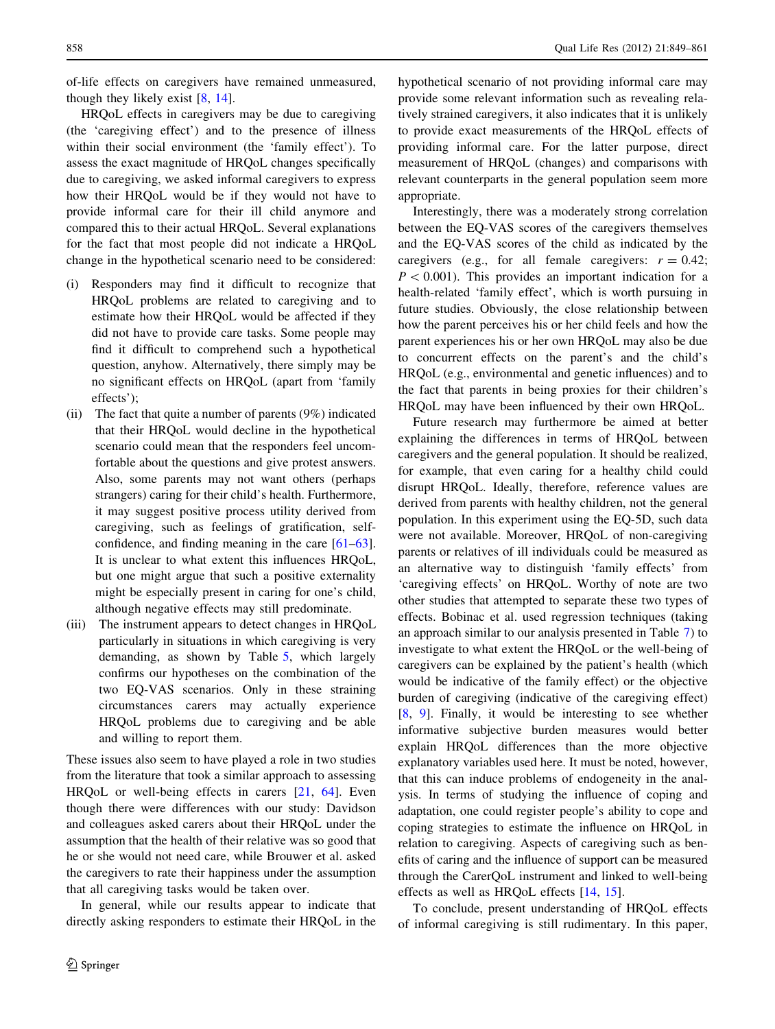of-life effects on caregivers have remained unmeasured, though they likely exist [8, 14].

HRQoL effects in caregivers may be due to caregiving (the 'caregiving effect') and to the presence of illness within their social environment (the 'family effect'). To assess the exact magnitude of HRQoL changes specifically due to caregiving, we asked informal caregivers to express how their HRQoL would be if they would not have to provide informal care for their ill child anymore and compared this to their actual HRQoL. Several explanations for the fact that most people did not indicate a HRQoL change in the hypothetical scenario need to be considered:

(i) Responders may find it difficult to recognize that HRQoL problems are related to caregiving and to estimate how their HRQoL would be affected if they did not have to provide care tasks. Some people may find it difficult to comprehend such a hypothetical question, anyhow. Alternatively, there simply may be no significant effects on HRQoL (apart from 'family effects');

(ii) The fact that quite a number of parents (9%) indicated that their HRQoL would decline in the hypothetical scenario could mean that the responders feel uncomfortable about the questions and give protest answers. Also, some parents may not want others (perhaps strangers) caring for their child's health. Furthermore, it may suggest positive process utility derived from caregiving, such as feelings of gratification, self-confidence, and finding meaning in the care [61–63]. It is unclear to what extent this influences HRQoL, but one might argue that such a positive externality might be especially present in caring for one's child, although negative effects may still predominate.

(iii) The instrument appears to detect changes in HRQoL particularly in situations in which caregiving is very demanding, as shown by Table 5, which largely confirms our hypotheses on the combination of the two EQ-VAS scenarios. Only in these straining circumstances carers may actually experience HRQoL problems due to caregiving and be able and willing to report them.

These issues also seem to have played a role in two studies from the literature that took a similar approach to assessing HRQoL or well-being effects in carers [21, 64]. Even though there were differences with our study: Davidson and colleagues asked carers about their HRQoL under the assumption that the health of their relative was so good that he or she would not need care, while Brouwer et al. asked the caregivers to rate their happiness under the assumption that all caregiving tasks would be taken over.

In general, while our results appear to indicate that directly asking responders to estimate their HRQoL in the hypothetical scenario of not providing informal care may provide some relevant information such as revealing relatively strained caregivers, it also indicates that it is unlikely to provide exact measurements of the HRQoL effects of providing informal care. For the latter purpose, direct measurement of HRQoL (changes) and comparisons with relevant counterparts in the general population seem more appropriate.

Interestingly, there was a moderately strong correlation between the EQ-VAS scores of the caregivers themselves and the EQ-VAS scores of the child as indicated by the caregivers (e.g., for all female caregivers: $r = 0.42$; $P < 0.001$). This provides an important indication for a health-related 'family effect', which is worth pursuing in future studies. Obviously, the close relationship between how the parent perceives his or her child feels and how the parent experiences his or her own HRQoL may also be due to concurrent effects on the parent's and the child's HRQoL (e.g., environmental and genetic influences) and to the fact that parents in being proxies for their children's HRQoL may have been influenced by their own HRQoL.

Future research may furthermore be aimed at better explaining the differences in terms of HRQoL between caregivers and the general population. It should be realized, for example, that even caring for a healthy child could disrupt HRQoL. Ideally, therefore, reference values are derived from parents with healthy children, not the general population. In this experiment using the EQ-5D, such data were not available. Moreover, HRQoL of non-caregiving parents or relatives of ill individuals could be measured as an alternative way to distinguish 'family effects' from 'caregiving effects' on HRQoL. Worthy of note are two other studies that attempted to separate these two types of effects. Bobinac et al. used regression techniques (taking an approach similar to our analysis presented in Table 7) to investigate to what extent the HRQoL or the well-being of caregivers can be explained by the patient's health (which would be indicative of the family effect) or the objective burden of caregiving (indicative of the caregiving effect) [8, 9]. Finally, it would be interesting to see whether informative subjective burden measures would better explain HRQoL differences than the more objective explanatory variables used here. It must be noted, however, that this can induce problems of endogeneity in the analysis. In terms of studying the influence of coping and adaptation, one could register people's ability to cope and coping strategies to estimate the influence on HRQoL in relation to caregiving. Aspects of caregiving such as benefits of caring and the influence of support can be measured through the CarerQoL instrument and linked to well-being effects as well as HRQoL effects [14, 15].

To conclude, present understanding of HRQoL effects of informal caregiving is still rudimentary. In this paper,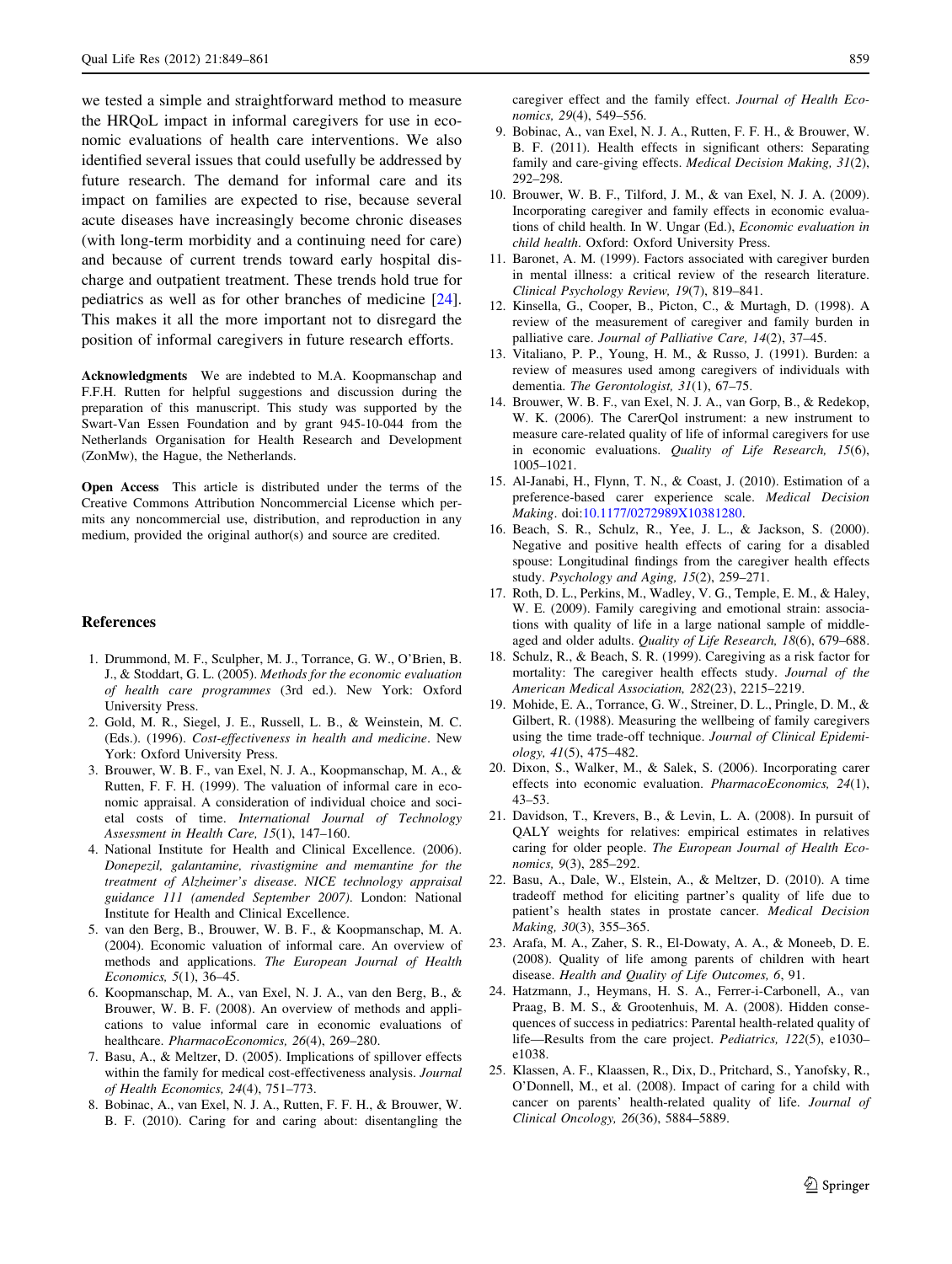we tested a simple and straightforward method to measure the HRQoL impact in informal caregivers for use in economic evaluations of health care interventions. We also identified several issues that could usefully be addressed by future research. The demand for informal care and its impact on families are expected to rise, because several acute diseases have increasingly become chronic diseases (with long-term morbidity and a continuing need for care) and because of current trends toward early hospital discharge and outpatient treatment. These trends hold true for pediatrics as well as for other branches of medicine [24]. This makes it all the more important not to disregard the position of informal caregivers in future research efforts.

**Acknowledgments** We are indebted to M.A. Koopmanschap and F.F.H. Rutten for helpful suggestions and discussion during the preparation of this manuscript. This study was supported by the Swart-Van Essen Foundation and by grant 945-10-044 from the Netherlands Organisation for Health Research and Development (ZonMw), the Hague, the Netherlands.

**Open Access** This article is distributed under the terms of the Creative Commons Attribution Noncommercial License which permits any noncommercial use, distribution, and reproduction in any medium, provided the original author(s) and source are credited.

## References

1. Drummond, M. F., Sculpher, M. J., Torrance, G. W., O'Brien, B. J., & Stoddart, G. L. (2005). *Methods for the economic evaluation of health care programmes* (3rd ed.). New York: Oxford University Press.
2. Gold, M. R., Siegel, J. E., Russell, L. B., & Weinstein, M. C. (Eds.). (1996). *Cost-effectiveness in health and medicine*. New York: Oxford University Press.
3. Brouwer, W. B. F., van Exel, N. J. A., Koopmanschap, M. A., & Rutten, F. F. H. (1999). The valuation of informal care in economic appraisal. A consideration of individual choice and societal costs of time. *International Journal of Technology Assessment in Health Care, 15*(1), 147–160.
4. National Institute for Health and Clinical Excellence. (2006). *Donepezil, galantamine, rivastigmine and memantine for the treatment of Alzheimer's disease. NICE technology appraisal guidance 111 (amended September 2007)*. London: National Institute for Health and Clinical Excellence.
5. van den Berg, B., Brouwer, W. B. F., & Koopmanschap, M. A. (2004). Economic valuation of informal care. An overview of methods and applications. *The European Journal of Health Economics, 5*(1), 36–45.
6. Koopmanschap, M. A., van Exel, N. J. A., van den Berg, B., & Brouwer, W. B. F. (2008). An overview of methods and applications to value informal care in economic evaluations of healthcare. *PharmacoEconomics, 26*(4), 269–280.
7. Basu, A., & Meltzer, D. (2005). Implications of spillover effects within the family for medical cost-effectiveness analysis. *Journal of Health Economics, 24*(4), 751–773.
8. Bobinac, A., van Exel, N. J. A., Rutten, F. F. H., & Brouwer, W. B. F. (2010). Caring for and caring about: disentangling the caregiver effect and the family effect. *Journal of Health Economics, 29*(4), 549–556.
9. Bobinac, A., van Exel, N. J. A., Rutten, F. F. H., & Brouwer, W. B. F. (2011). Health effects in significant others: Separating family and care-giving effects. *Medical Decision Making, 31*(2), 292–298.
10. Brouwer, W. B. F., Tilford, J. M., & van Exel, N. J. A. (2009). Incorporating caregiver and family effects in economic evaluations of child health. In W. Ungar (Ed.), *Economic evaluation in child health*. Oxford: Oxford University Press.
11. Baronet, A. M. (1999). Factors associated with caregiver burden in mental illness: a critical review of the research literature. *Clinical Psychology Review, 19*(7), 819–841.
12. Kinsella, G., Cooper, B., Picton, C., & Murtagh, D. (1998). A review of the measurement of caregiver and family burden in palliative care. *Journal of Palliative Care, 14*(2), 37–45.
13. Vitaliano, P. P., Young, H. M., & Russo, J. (1991). Burden: a review of measures used among caregivers of individuals with dementia. *The Gerontologist, 31*(1), 67–75.
14. Brouwer, W. B. F., van Exel, N. J. A., van Gorp, B., & Redekop, W. K. (2006). The CarerQol instrument: a new instrument to measure care-related quality of life of informal caregivers for use in economic evaluations. *Quality of Life Research, 15*(6), 1005–1021.
15. Al-Janabi, H., Flynn, T. N., & Coast, J. (2010). Estimation of a preference-based carer experience scale. *Medical Decision Making*. doi:10.1177/0272989X10381280.
16. Beach, S. R., Schulz, R., Yee, J. L., & Jackson, S. (2000). Negative and positive health effects of caring for a disabled spouse: Longitudinal findings from the caregiver health effects study. *Psychology and Aging, 15*(2), 259–271.
17. Roth, D. L., Perkins, M., Wadley, V. G., Temple, E. M., & Haley, W. E. (2009). Family caregiving and emotional strain: associations with quality of life in a large national sample of middle-aged and older adults. *Quality of Life Research, 18*(6), 679–688.
18. Schulz, R., & Beach, S. R. (1999). Caregiving as a risk factor for mortality: The caregiver health effects study. *Journal of the American Medical Association, 282*(23), 2215–2219.
19. Mohide, E. A., Torrance, G. W., Streiner, D. L., Pringle, D. M., & Gilbert, R. (1988). Measuring the wellbeing of family caregivers using the time trade-off technique. *Journal of Clinical Epidemiology, 41*(5), 475–482.
20. Dixon, S., Walker, M., & Salek, S. (2006). Incorporating carer effects into economic evaluation. *PharmacoEconomics, 24*(1), 43–53.
21. Davidson, T., Krevers, B., & Levin, L. A. (2008). In pursuit of QALY weights for relatives: empirical estimates in relatives caring for older people. *The European Journal of Health Economics, 9*(3), 285–292.
22. Basu, A., Dale, W., Elstein, A., & Meltzer, D. (2010). A time tradeoff method for eliciting partner's quality of life due to patient's health states in prostate cancer. *Medical Decision Making, 30*(3), 355–365.
23. Arafa, M. A., Zaher, S. R., El-Dowaty, A. A., & Moneeb, D. E. (2008). Quality of life among parents of children with heart disease. *Health and Quality of Life Outcomes, 6*, 91.
24. Hatzmann, J., Heymans, H. S. A., Ferrer-i-Carbonell, A., van Praag, B. M. S., & Grootenhuis, M. A. (2008). Hidden consequences of success in pediatrics: Parental health-related quality of life—Results from the care project. *Pediatrics, 122*(5), e1030–e1038.
25. Klassen, A. F., Klaassen, R., Dix, D., Pritchard, S., Yanofsky, R., O'Donnell, M., et al. (2008). Impact of caring for a child with cancer on parents' health-related quality of life. *Journal of Clinical Oncology, 26*(36), 5884–5889.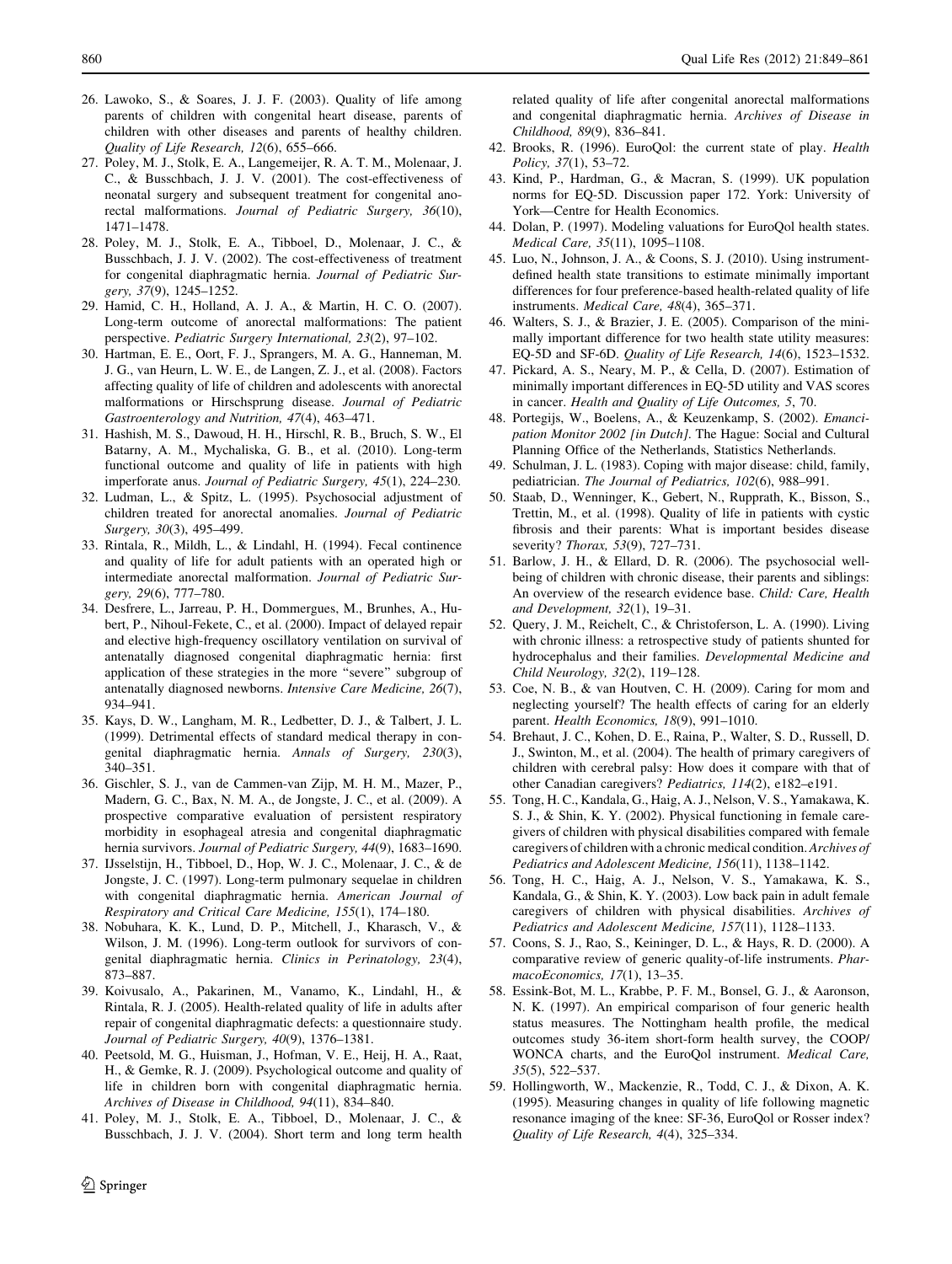26. Lawoko, S., & Soares, J. J. F. (2003). Quality of life among parents of children with congenital heart disease, parents of children with other diseases and parents of healthy children. *Quality of Life Research, 12*(6), 655–666.
27. Poley, M. J., Stolk, E. A., Langemeijer, R. A. T. M., Molenaar, J. C., & Busschbach, J. J. V. (2001). The cost-effectiveness of neonatal surgery and subsequent treatment for congenital anorectal malformations. *Journal of Pediatric Surgery, 36*(10), 1471–1478.
28. Poley, M. J., Stolk, E. A., Tibboel, D., Molenaar, J. C., & Busschbach, J. J. V. (2002). The cost-effectiveness of treatment for congenital diaphragmatic hernia. *Journal of Pediatric Surgery, 37*(9), 1245–1252.
29. Hamid, C. H., Holland, A. J. A., & Martin, H. C. O. (2007). Long-term outcome of anorectal malformations: The patient perspective. *Pediatric Surgery International, 23*(2), 97–102.
30. Hartman, E. E., Oort, F. J., Sprangers, M. A. G., Hanneman, M. J. G., van Heurn, L. W. E., de Langen, Z. J., et al. (2008). Factors affecting quality of life of children and adolescents with anorectal malformations or Hirschsprung disease. *Journal of Pediatric Gastroenterology and Nutrition, 47*(4), 463–471.
31. Hashish, M. S., Dawoud, H. H., Hirschl, R. B., Bruch, S. W., El Batarny, A. M., Mychaliska, G. B., et al. (2010). Long-term functional outcome and quality of life in patients with high imperforate anus. *Journal of Pediatric Surgery, 45*(1), 224–230.
32. Ludman, L., & Spitz, L. (1995). Psychosocial adjustment of children treated for anorectal anomalies. *Journal of Pediatric Surgery, 30*(3), 495–499.
33. Rintala, R., Mildh, L., & Lindahl, H. (1994). Fecal continence and quality of life for adult patients with an operated high or intermediate anorectal malformation. *Journal of Pediatric Surgery, 29*(6), 777–780.
34. Desfrere, L., Jarreau, P. H., Dommergues, M., Brunhes, A., Hubert, P., Nihoul-Fekete, C., et al. (2000). Impact of delayed repair and elective high-frequency oscillatory ventilation on survival of antenatally diagnosed congenital diaphragmatic hernia: first application of these strategies in the more "severe" subgroup of antenatally diagnosed newborns. *Intensive Care Medicine, 26*(7), 934–941.
35. Kays, D. W., Langham, M. R., Ledbetter, D. J., & Talbert, J. L. (1999). Detrimental effects of standard medical therapy in congenital diaphragmatic hernia. *Annals of Surgery, 230*(3), 340–351.
36. Gischler, S. J., van de Cammen-van Zijp, M. H. M., Mazer, P., Madern, G. C., Bax, N. M. A., de Jongste, J. C., et al. (2009). A prospective comparative evaluation of persistent respiratory morbidity in esophageal atresia and congenital diaphragmatic hernia survivors. *Journal of Pediatric Surgery, 44*(9), 1683–1690.
37. IJsselstijn, H., Tibboel, D., Hop, W. J. C., Molenaar, J. C., & de Jongste, J. C. (1997). Long-term pulmonary sequelae in children with congenital diaphragmatic hernia. *American Journal of Respiratory and Critical Care Medicine, 155*(1), 174–180.
38. Nobuhara, K. K., Lund, D. P., Mitchell, J., Kharasch, V., & Wilson, J. M. (1996). Long-term outlook for survivors of congenital diaphragmatic hernia. *Clinics in Perinatology, 23*(4), 873–887.
39. Koivusalo, A., Pakarinen, M., Vanamo, K., Lindahl, H., & Rintala, R. J. (2005). Health-related quality of life in adults after repair of congenital diaphragmatic defects: a questionnaire study. *Journal of Pediatric Surgery, 40*(9), 1376–1381.
40. Peetsold, M. G., Huisman, J., Hofman, V. E., Heij, H. A., Raat, H., & Gemke, R. J. (2009). Psychological outcome and quality of life in children born with congenital diaphragmatic hernia. *Archives of Disease in Childhood, 94*(11), 834–840.
41. Poley, M. J., Stolk, E. A., Tibboel, D., Molenaar, J. C., & Busschbach, J. J. V. (2004). Short term and long term health related quality of life after congenital anorectal malformations and congenital diaphragmatic hernia. *Archives of Disease in Childhood, 89*(9), 836–841.
42. Brooks, R. (1996). EuroQol: the current state of play. *Health Policy, 37*(1), 53–72.
43. Kind, P., Hardman, G., & Macran, S. (1999). UK population norms for EQ-5D. Discussion paper 172. York: University of York—Centre for Health Economics.
44. Dolan, P. (1997). Modeling valuations for EuroQol health states. *Medical Care, 35*(11), 1095–1108.
45. Luo, N., Johnson, J. A., & Coons, S. J. (2010). Using instrument-defined health state transitions to estimate minimally important differences for four preference-based health-related quality of life instruments. *Medical Care, 48*(4), 365–371.
46. Walters, S. J., & Brazier, J. E. (2005). Comparison of the minimally important difference for two health state utility measures: EQ-5D and SF-6D. *Quality of Life Research, 14*(6), 1523–1532.
47. Pickard, A. S., Neary, M. P., & Cella, D. (2007). Estimation of minimally important differences in EQ-5D utility and VAS scores in cancer. *Health and Quality of Life Outcomes, 5*, 70.
48. Portegijs, W., Boelens, A., & Keuzenkamp, S. (2002). *Emancipation Monitor 2002 [in Dutch]*. The Hague: Social and Cultural Planning Office of the Netherlands, Statistics Netherlands.
49. Schulman, J. L. (1983). Coping with major disease: child, family, pediatrician. *The Journal of Pediatrics, 102*(6), 988–991.
50. Staab, D., Wenninger, K., Gebert, N., Rupprath, K., Bisson, S., Trettin, M., et al. (1998). Quality of life in patients with cystic fibrosis and their parents: What is important besides disease severity? *Thorax, 53*(9), 727–731.
51. Barlow, J. H., & Ellard, D. R. (2006). The psychosocial well-being of children with chronic disease, their parents and siblings: An overview of the research evidence base. *Child: Care, Health and Development, 32*(1), 19–31.
52. Query, J. M., Reichelt, C., & Christoferson, L. A. (1990). Living with chronic illness: a retrospective study of patients shunted for hydrocephalus and their families. *Developmental Medicine and Child Neurology, 32*(2), 119–128.
53. Coe, N. B., & van Houtven, C. H. (2009). Caring for mom and neglecting yourself? The health effects of caring for an elderly parent. *Health Economics, 18*(9), 991–1010.
54. Brehaut, J. C., Kohen, D. E., Raina, P., Walter, S. D., Russell, D. J., Swinton, M., et al. (2004). The health of primary caregivers of children with cerebral palsy: How does it compare with that of other Canadian caregivers? *Pediatrics, 114*(2), e182–e191.
55. Tong, H. C., Kandala, G., Haig, A. J., Nelson, V. S., Yamakawa, K. S. J., & Shin, K. Y. (2002). Physical functioning in female caregivers of children with physical disabilities compared with female caregivers of children with a chronic medical condition. *Archives of Pediatrics and Adolescent Medicine, 156*(11), 1138–1142.
56. Tong, H. C., Haig, A. J., Nelson, V. S., Yamakawa, K. S., Kandala, G., & Shin, K. Y. (2003). Low back pain in adult female caregivers of children with physical disabilities. *Archives of Pediatrics and Adolescent Medicine, 157*(11), 1128–1133.
57. Coons, S. J., Rao, S., Keininger, D. L., & Hays, R. D. (2000). A comparative review of generic quality-of-life instruments. *PharmacoEconomics, 17*(1), 13–35.
58. Essink-Bot, M. L., Krabbe, P. F. M., Bonsel, G. J., & Aaronson, N. K. (1997). An empirical comparison of four generic health status measures. The Nottingham health profile, the medical outcomes study 36-item short-form health survey, the COOP/WONCA charts, and the EuroQol instrument. *Medical Care, 35*(5), 522–537.
59. Hollingworth, W., Mackenzie, R., Todd, C. J., & Dixon, A. K. (1995). Measuring changes in quality of life following magnetic resonance imaging of the knee: SF-36, EuroQol or Rosser index? *Quality of Life Research, 4*(4), 325–334.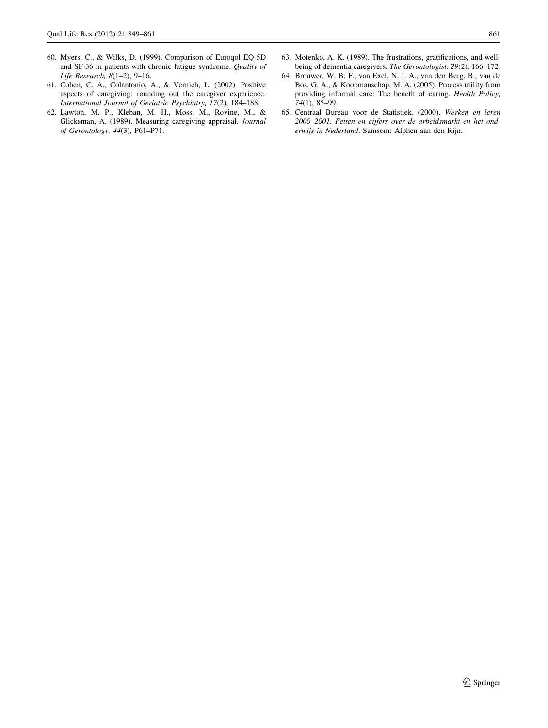60. Myers, C., & Wilks, D. (1999). Comparison of Euroqol EQ-5D and SF-36 in patients with chronic fatigue syndrome. *Quality of Life Research, 8*(1–2), 9–16.
61. Cohen, C. A., Colantonio, A., & Vernich, L. (2002). Positive aspects of caregiving: rounding out the caregiver experience. *International Journal of Geriatric Psychiatry, 17*(2), 184–188.
62. Lawton, M. P., Kleban, M. H., Moss, M., Rovine, M., & Glicksman, A. (1989). Measuring caregiving appraisal. *Journal of Gerontology, 44*(3), P61–P71.
63. Motenko, A. K. (1989). The frustrations, gratifications, and well-being of dementia caregivers. *The Gerontologist, 29*(2), 166–172.
64. Brouwer, W. B. F., van Exel, N. J. A., van den Berg, B., van de Bos, G. A., & Koopmanschap, M. A. (2005). Process utility from providing informal care: The benefit of caring. *Health Policy, 74*(1), 85–99.
65. Centraal Bureau voor de Statistiek. (2000). *Werken en leren 2000–2001. Feiten en cijfers over de arbeidsmarkt en het onderwijs in Nederland*. Samsom: Alphen aan den Rijn.